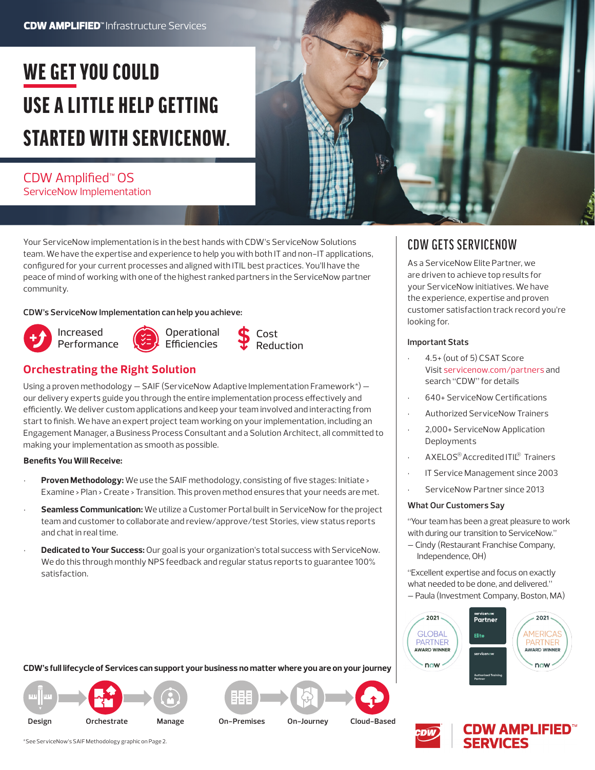CDW AMPLIFIED™ Infrastructure Services

# WE GET YOU COULD USE A LITTLE HELP GETTING STARTED WITH SERVICENOW.

## CDW Amplified™ OS
ServiceNow Implementation

Your ServiceNow implementation is in the best hands with CDW's ServiceNow Solutions team. We have the expertise and experience to help you with both IT and non-IT applications, configured for your current processes and aligned with ITIL best practices. You'll have the peace of mind of working with one of the highest ranked partners in the ServiceNow partner community.

**CDW's ServiceNow Implementation can help you achieve:**

- Increased Performance
- Operational Efficiencies
- Cost Reduction

## Orchestrating the Right Solution

Using a proven methodology — SAIF (ServiceNow Adaptive Implementation Framework*) — our delivery experts guide you through the entire implementation process effectively and efficiently. We deliver custom applications and keep your team involved and interacting from start to finish. We have an expert project team working on your implementation, including an Engagement Manager, a Business Process Consultant and a Solution Architect, all committed to making your implementation as smooth as possible.

**Benefits You Will Receive:**

- **Proven Methodology:** We use the SAIF methodology, consisting of five stages: Initiate > Examine > Plan > Create > Transition. This proven method ensures that your needs are met.
- **Seamless Communication:** We utilize a Customer Portal built in ServiceNow for the project team and customer to collaborate and review/approve/test Stories, view status reports and chat in real time.
- **Dedicated to Your Success:** Our goal is your organization's total success with ServiceNow. We do this through monthly NPS feedback and regular status reports to guarantee 100% satisfaction.

**CDW's full lifecycle of Services can support your business no matter where you are on your journey**

Design > Orchestrate > Manage

On-Premises > On-Journey > Cloud-Based

## CDW GETS SERVICENOW

As a ServiceNow Elite Partner, we are driven to achieve top results for your ServiceNow initiatives. We have the experience, expertise and proven customer satisfaction track record you're looking for.

**Important Stats**

- 4.5+ (out of 5) CSAT Score
  Visit servicenow.com/partners and search "CDW" for details
- 640+ ServiceNow Certifications
- Authorized ServiceNow Trainers
- 2,000+ ServiceNow Application Deployments
- AXELOS® Accredited ITIL® Trainers
- IT Service Management since 2003
- ServiceNow Partner since 2013

**What Our Customers Say**

"Your team has been a great pleasure to work with during our transition to ServiceNow."
— Cindy (Restaurant Franchise Company, Independence, OH)

"Excellent expertise and focus on exactly what needed to be done, and delivered."
— Paula (Investment Company, Boston, MA)

2021 GLOBAL PARTNER AWARD WINNER · servicenow Partner Elite · servicenow Authorized Training Partner · 2021 AMERICAS PARTNER AWARD WINNER

*See ServiceNow's SAIF Methodology graphic on Page 2.

CDW AMPLIFIED™ SERVICES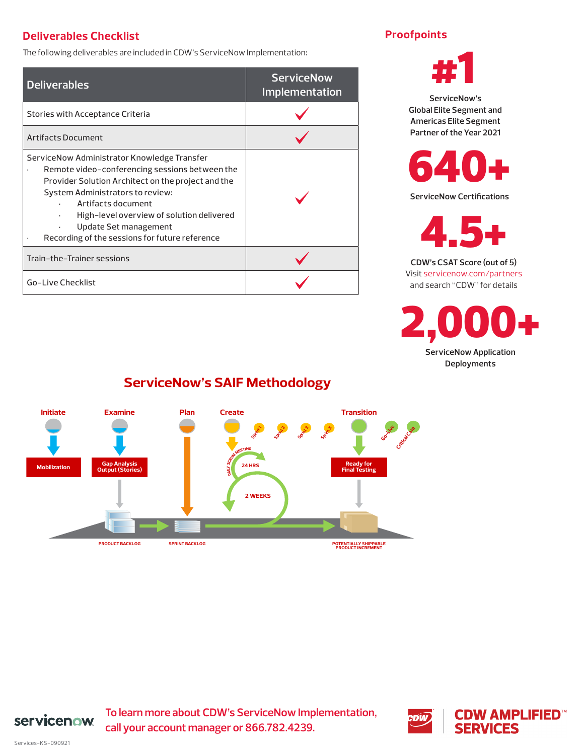## Deliverables Checklist

The following deliverables are included in CDW's ServiceNow Implementation:

| Deliverables | ServiceNow Implementation |
|---|---|
| Stories with Acceptance Criteria | ✓ |
| Artifacts Document | ✓ |
| ServiceNow Administrator Knowledge Transfer<br>· Remote video-conferencing sessions between the Provider Solution Architect on the project and the System Administrators to review:<br>· Artifacts document<br>· High-level overview of solution delivered<br>· Update Set management<br>· Recording of the sessions for future reference | ✓ |
| Train-the-Trainer sessions | ✓ |
| Go-Live Checklist | ✓ |

## Proofpoints

**#1**

ServiceNow's Global Elite Segment and Americas Elite Segment Partner of the Year 2021

**640+**

ServiceNow Certifications

**4.5+**

CDW's CSAT Score (out of 5)
Visit servicenow.com/partners and search "CDW" for details

**2,000+**

ServiceNow Application Deployments

## ServiceNow's SAIF Methodology

Initiate
Mobilization

Examine
Gap Analysis Output (Stories)

Plan

Create
Sprint 1
Sprint 2
Sprint 3
Sprint X
DAILY SCRUM MEETING
24 HRS
2 WEEKS

Transition
Go-Live
Critical Care
Ready for Final Testing

PRODUCT BACKLOG
SPRINT BACKLOG
POTENTIALLY SHIPPABLE PRODUCT INCREMENT

servicenow

To learn more about CDW's ServiceNow Implementation, call your account manager or 866.782.4239.

CDW AMPLIFIED™ SERVICES

Services-KS-090921